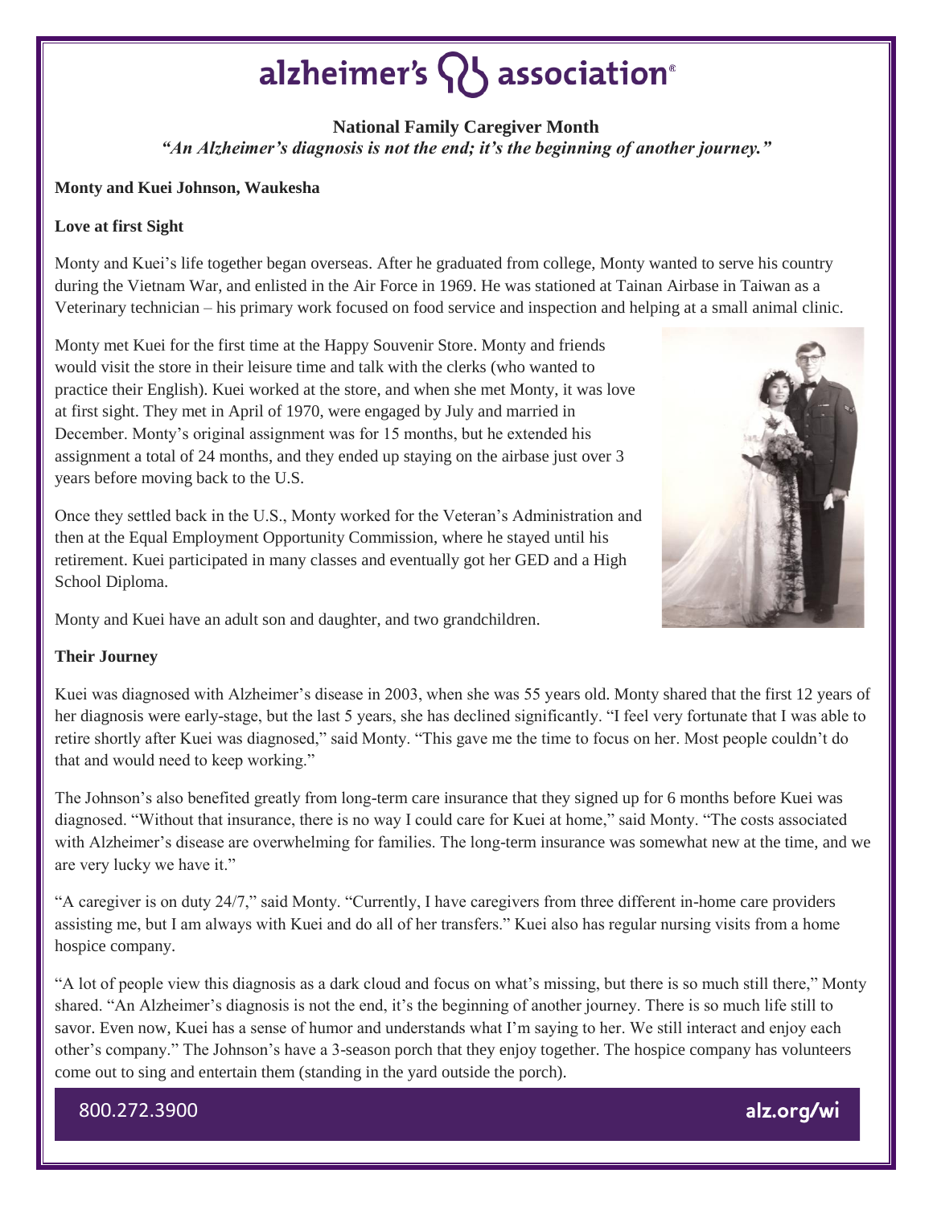# alzheimer's association

**National Family Caregiver Month**

***"An Alzheimer's diagnosis is not the end; it's the beginning of another journey."***

**Monty and Kuei Johnson, Waukesha**

**Love at first Sight**

Monty and Kuei's life together began overseas. After he graduated from college, Monty wanted to serve his country during the Vietnam War, and enlisted in the Air Force in 1969. He was stationed at Tainan Airbase in Taiwan as a Veterinary technician – his primary work focused on food service and inspection and helping at a small animal clinic.

Monty met Kuei for the first time at the Happy Souvenir Store. Monty and friends would visit the store in their leisure time and talk with the clerks (who wanted to practice their English). Kuei worked at the store, and when she met Monty, it was love at first sight. They met in April of 1970, were engaged by July and married in December. Monty's original assignment was for 15 months, but he extended his assignment a total of 24 months, and they ended up staying on the airbase just over 3 years before moving back to the U.S.

Once they settled back in the U.S., Monty worked for the Veteran's Administration and then at the Equal Employment Opportunity Commission, where he stayed until his retirement. Kuei participated in many classes and eventually got her GED and a High School Diploma.

Monty and Kuei have an adult son and daughter, and two grandchildren.

**Their Journey**

Kuei was diagnosed with Alzheimer's disease in 2003, when she was 55 years old. Monty shared that the first 12 years of her diagnosis were early-stage, but the last 5 years, she has declined significantly. "I feel very fortunate that I was able to retire shortly after Kuei was diagnosed," said Monty. "This gave me the time to focus on her. Most people couldn't do that and would need to keep working."

The Johnson's also benefited greatly from long-term care insurance that they signed up for 6 months before Kuei was diagnosed. "Without that insurance, there is no way I could care for Kuei at home," said Monty. "The costs associated with Alzheimer's disease are overwhelming for families. The long-term insurance was somewhat new at the time, and we are very lucky we have it."

"A caregiver is on duty 24/7," said Monty. "Currently, I have caregivers from three different in-home care providers assisting me, but I am always with Kuei and do all of her transfers." Kuei also has regular nursing visits from a home hospice company.

"A lot of people view this diagnosis as a dark cloud and focus on what's missing, but there is so much still there," Monty shared. "An Alzheimer's diagnosis is not the end, it's the beginning of another journey. There is so much life still to savor. Even now, Kuei has a sense of humor and understands what I'm saying to her. We still interact and enjoy each other's company." The Johnson's have a 3-season porch that they enjoy together. The hospice company has volunteers come out to sing and entertain them (standing in the yard outside the porch).

800.272.3900 alz.org/wi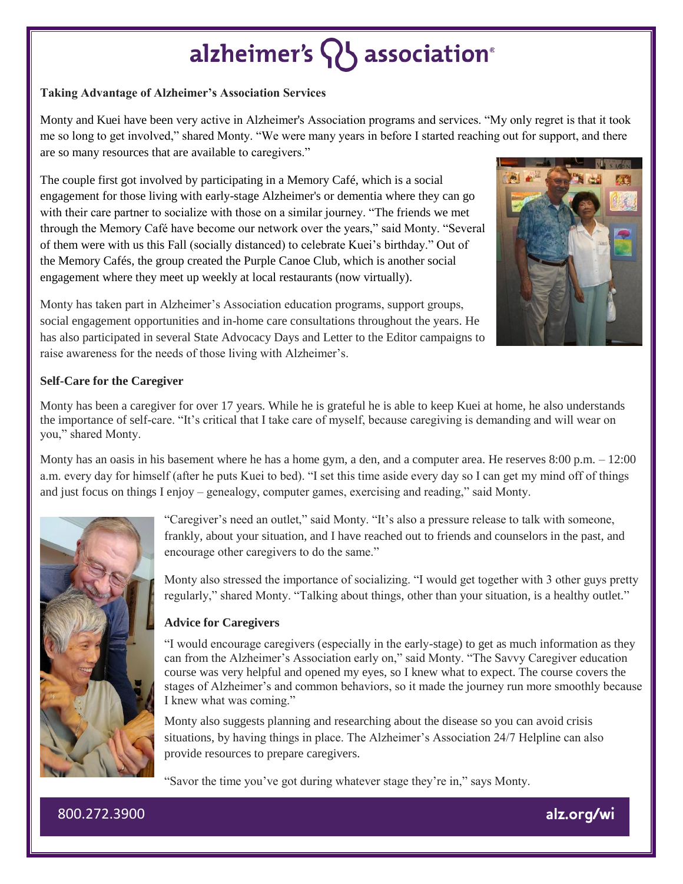alzheimer's association®

**Taking Advantage of Alzheimer's Association Services**

Monty and Kuei have been very active in Alzheimer's Association programs and services. "My only regret is that it took me so long to get involved," shared Monty. "We were many years in before I started reaching out for support, and there are so many resources that are available to caregivers."

The couple first got involved by participating in a Memory Café, which is a social engagement for those living with early-stage Alzheimer's or dementia where they can go with their care partner to socialize with those on a similar journey. "The friends we met through the Memory Café have become our network over the years," said Monty. "Several of them were with us this Fall (socially distanced) to celebrate Kuei's birthday." Out of the Memory Cafés, the group created the Purple Canoe Club, which is another social engagement where they meet up weekly at local restaurants (now virtually).

Monty has taken part in Alzheimer's Association education programs, support groups, social engagement opportunities and in-home care consultations throughout the years. He has also participated in several State Advocacy Days and Letter to the Editor campaigns to raise awareness for the needs of those living with Alzheimer's.

**Self-Care for the Caregiver**

Monty has been a caregiver for over 17 years. While he is grateful he is able to keep Kuei at home, he also understands the importance of self-care. "It's critical that I take care of myself, because caregiving is demanding and will wear on you," shared Monty.

Monty has an oasis in his basement where he has a home gym, a den, and a computer area. He reserves 8:00 p.m. – 12:00 a.m. every day for himself (after he puts Kuei to bed). "I set this time aside every day so I can get my mind off of things and just focus on things I enjoy – genealogy, computer games, exercising and reading," said Monty.

"Caregiver's need an outlet," said Monty. "It's also a pressure release to talk with someone, frankly, about your situation, and I have reached out to friends and counselors in the past, and encourage other caregivers to do the same."

Monty also stressed the importance of socializing. "I would get together with 3 other guys pretty regularly," shared Monty. "Talking about things, other than your situation, is a healthy outlet."

**Advice for Caregivers**

"I would encourage caregivers (especially in the early-stage) to get as much information as they can from the Alzheimer's Association early on," said Monty. "The Savvy Caregiver education course was very helpful and opened my eyes, so I knew what to expect. The course covers the stages of Alzheimer's and common behaviors, so it made the journey run more smoothly because I knew what was coming."

Monty also suggests planning and researching about the disease so you can avoid crisis situations, by having things in place. The Alzheimer's Association 24/7 Helpline can also provide resources to prepare caregivers.

"Savor the time you've got during whatever stage they're in," says Monty.

800.272.3900 alz.org/wi